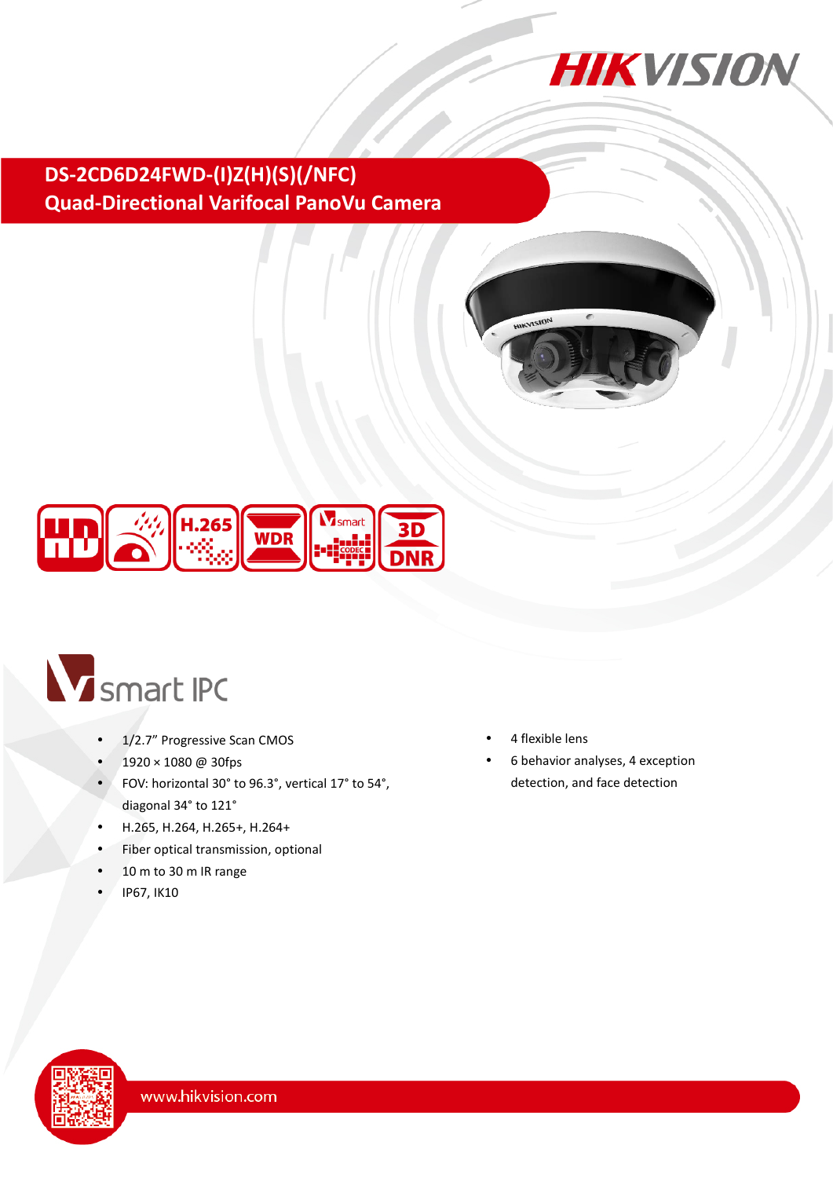# DS-2CD6D24FWD-(I)Z(H)(S)(/NFC)
## Quad-Directional Varifocal PanoVu Camera

smart IPC

- 1/2.7" Progressive Scan CMOS
- 1920 × 1080 @ 30fps
- FOV: horizontal 30° to 96.3°, vertical 17° to 54°, diagonal 34° to 121°
- H.265, H.264, H.265+, H.264+
- Fiber optical transmission, optional
- 10 m to 30 m IR range
- IP67, IK10
- 4 flexible lens
- 6 behavior analyses, 4 exception detection, and face detection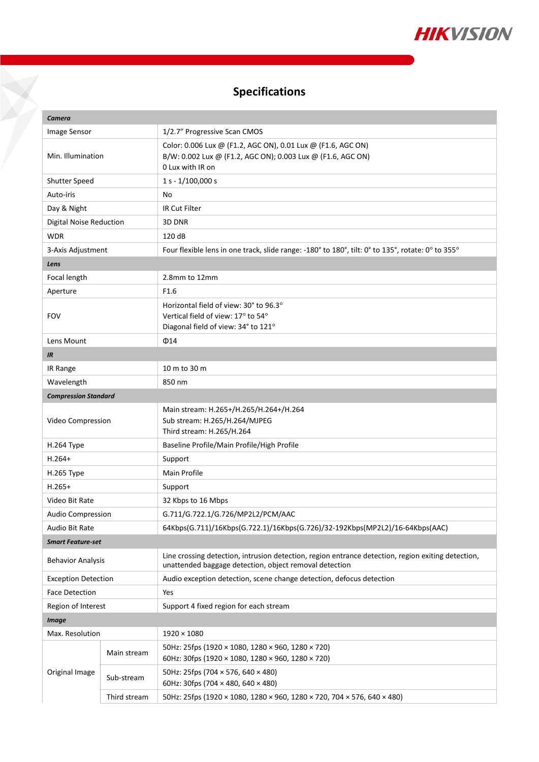# Specifications

| | | |
|---|---|---|
| ***Camera*** | | |
| Image Sensor | | 1/2.7" Progressive Scan CMOS |
| Min. Illumination | | Color: 0.006 Lux @ (F1.2, AGC ON), 0.01 Lux @ (F1.6, AGC ON)<br>B/W: 0.002 Lux @ (F1.2, AGC ON); 0.003 Lux @ (F1.6, AGC ON)<br>0 Lux with IR on |
| Shutter Speed | | 1 s - 1/100,000 s |
| Auto-iris | | No |
| Day & Night | | IR Cut Filter |
| Digital Noise Reduction | | 3D DNR |
| WDR | | 120 dB |
| 3-Axis Adjustment | | Four flexible lens in one track, slide range: -180° to 180°, tilt: 0° to 135°, rotate: 0° to 355° |
| ***Lens*** | | |
| Focal length | | 2.8mm to 12mm |
| Aperture | | F1.6 |
| FOV | | Horizontal field of view: 30° to 96.3°<br>Vertical field of view: 17° to 54°<br>Diagonal field of view: 34° to 121° |
| Lens Mount | | Φ14 |
| ***IR*** | | |
| IR Range | | 10 m to 30 m |
| Wavelength | | 850 nm |
| ***Compression Standard*** | | |
| Video Compression | | Main stream: H.265+/H.265/H.264+/H.264<br>Sub stream: H.265/H.264/MJPEG<br>Third stream: H.265/H.264 |
| H.264 Type | | Baseline Profile/Main Profile/High Profile |
| H.264+ | | Support |
| H.265 Type | | Main Profile |
| H.265+ | | Support |
| Video Bit Rate | | 32 Kbps to 16 Mbps |
| Audio Compression | | G.711/G.722.1/G.726/MP2L2/PCM/AAC |
| Audio Bit Rate | | 64Kbps(G.711)/16Kbps(G.722.1)/16Kbps(G.726)/32-192Kbps(MP2L2)/16-64Kbps(AAC) |
| ***Smart Feature-set*** | | |
| Behavior Analysis | | Line crossing detection, intrusion detection, region entrance detection, region exiting detection, unattended baggage detection, object removal detection |
| Exception Detection | | Audio exception detection, scene change detection, defocus detection |
| Face Detection | | Yes |
| Region of Interest | | Support 4 fixed region for each stream |
| ***Image*** | | |
| Max. Resolution | | 1920 × 1080 |
| Original Image | Main stream | 50Hz: 25fps (1920 × 1080, 1280 × 960, 1280 × 720)<br>60Hz: 30fps (1920 × 1080, 1280 × 960, 1280 × 720) |
| | Sub-stream | 50Hz: 25fps (704 × 576, 640 × 480)<br>60Hz: 30fps (704 × 480, 640 × 480) |
| | Third stream | 50Hz: 25fps (1920 × 1080, 1280 × 960, 1280 × 720, 704 × 576, 640 × 480) |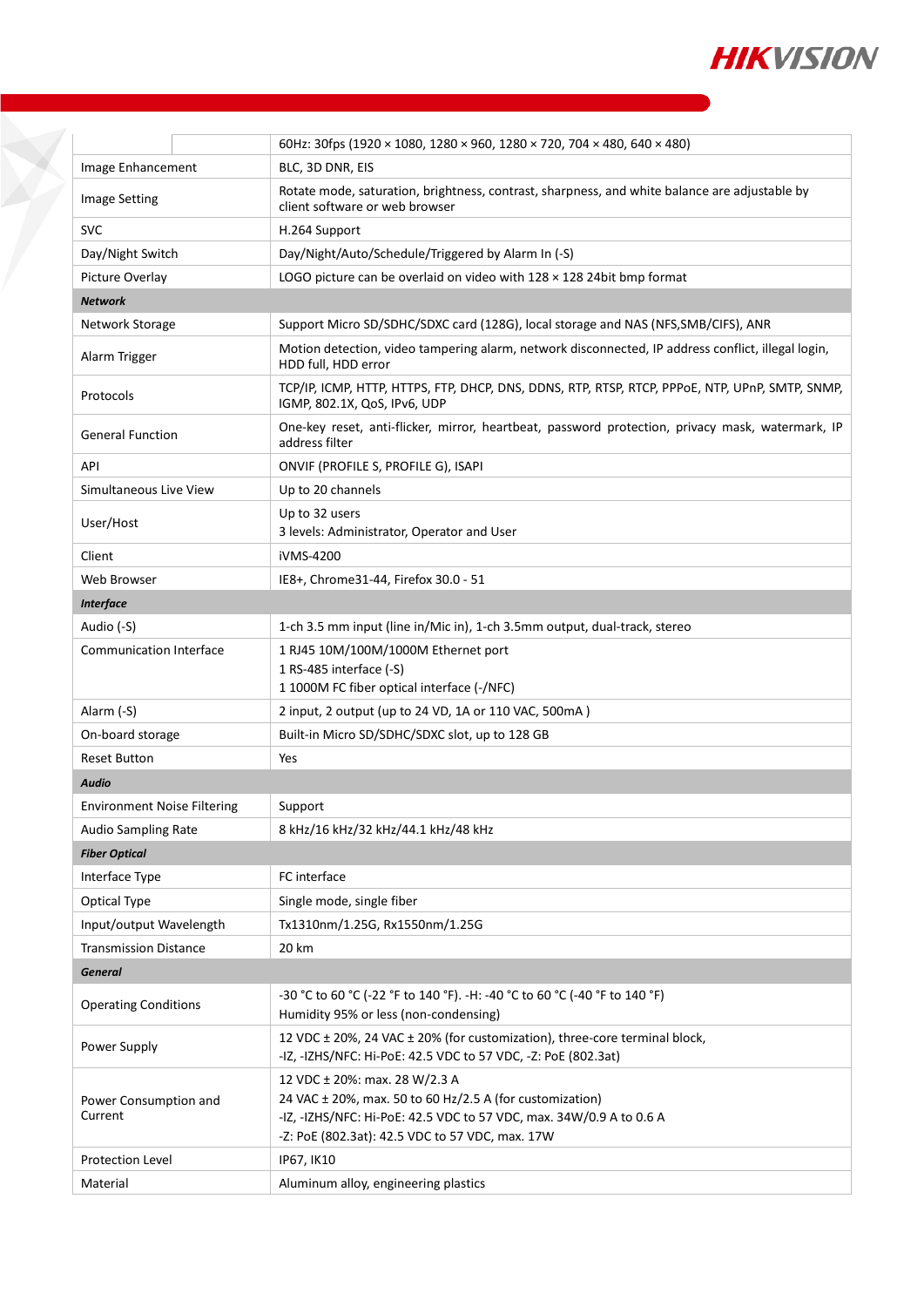| | |
|---|---|
| | 60Hz: 30fps (1920 × 1080, 1280 × 960, 1280 × 720, 704 × 480, 640 × 480) |
| Image Enhancement | BLC, 3D DNR, EIS |
| Image Setting | Rotate mode, saturation, brightness, contrast, sharpness, and white balance are adjustable by client software or web browser |
| SVC | H.264 Support |
| Day/Night Switch | Day/Night/Auto/Schedule/Triggered by Alarm In (-S) |
| Picture Overlay | LOGO picture can be overlaid on video with 128 × 128 24bit bmp format |
| ***Network*** | |
| Network Storage | Support Micro SD/SDHC/SDXC card (128G), local storage and NAS (NFS,SMB/CIFS), ANR |
| Alarm Trigger | Motion detection, video tampering alarm, network disconnected, IP address conflict, illegal login, HDD full, HDD error |
| Protocols | TCP/IP, ICMP, HTTP, HTTPS, FTP, DHCP, DNS, DDNS, RTP, RTSP, RTCP, PPPoE, NTP, UPnP, SMTP, SNMP, IGMP, 802.1X, QoS, IPv6, UDP |
| General Function | One-key reset, anti-flicker, mirror, heartbeat, password protection, privacy mask, watermark, IP address filter |
| API | ONVIF (PROFILE S, PROFILE G), ISAPI |
| Simultaneous Live View | Up to 20 channels |
| User/Host | Up to 32 users<br>3 levels: Administrator, Operator and User |
| Client | iVMS-4200 |
| Web Browser | IE8+, Chrome31-44, Firefox 30.0 - 51 |
| ***Interface*** | |
| Audio (-S) | 1-ch 3.5 mm input (line in/Mic in), 1-ch 3.5mm output, dual-track, stereo |
| Communication Interface | 1 RJ45 10M/100M/1000M Ethernet port<br>1 RS-485 interface (-S)<br>1 1000M FC fiber optical interface (-/NFC) |
| Alarm (-S) | 2 input, 2 output (up to 24 VD, 1A or 110 VAC, 500mA ) |
| On-board storage | Built-in Micro SD/SDHC/SDXC slot, up to 128 GB |
| Reset Button | Yes |
| ***Audio*** | |
| Environment Noise Filtering | Support |
| Audio Sampling Rate | 8 kHz/16 kHz/32 kHz/44.1 kHz/48 kHz |
| ***Fiber Optical*** | |
| Interface Type | FC interface |
| Optical Type | Single mode, single fiber |
| Input/output Wavelength | Tx1310nm/1.25G, Rx1550nm/1.25G |
| Transmission Distance | 20 km |
| ***General*** | |
| Operating Conditions | -30 °C to 60 °C (-22 °F to 140 °F). -H: -40 °C to 60 °C (-40 °F to 140 °F)<br>Humidity 95% or less (non-condensing) |
| Power Supply | 12 VDC ± 20%, 24 VAC ± 20% (for customization), three-core terminal block,<br>-IZ, -IZHS/NFC: Hi-PoE: 42.5 VDC to 57 VDC, -Z: PoE (802.3at) |
| Power Consumption and Current | 12 VDC ± 20%: max. 28 W/2.3 A<br>24 VAC ± 20%, max. 50 to 60 Hz/2.5 A (for customization)<br>-IZ, -IZHS/NFC: Hi-PoE: 42.5 VDC to 57 VDC, max. 34W/0.9 A to 0.6 A<br>-Z: PoE (802.3at): 42.5 VDC to 57 VDC, max. 17W |
| Protection Level | IP67, IK10 |
| Material | Aluminum alloy, engineering plastics |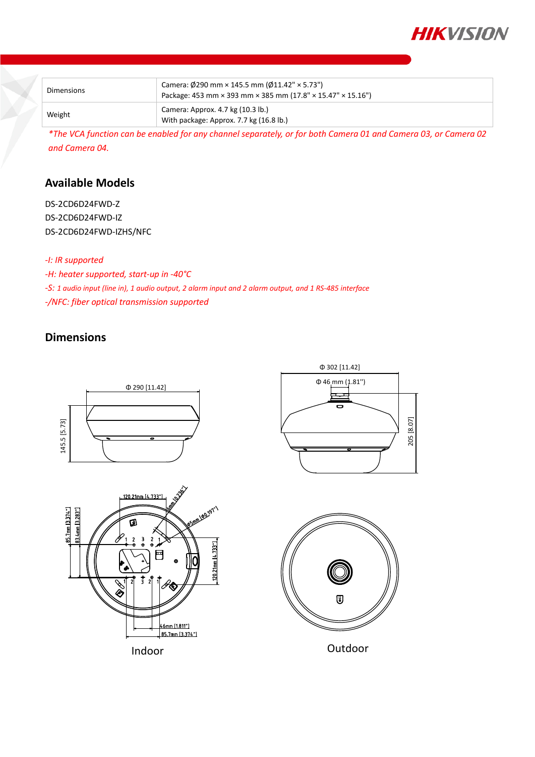| Dimensions | Camera: Ø290 mm × 145.5 mm (Ø11.42" × 5.73")<br>Package: 453 mm × 393 mm × 385 mm (17.8" × 15.47" × 15.16") |
|---|---|
| Weight | Camera: Approx. 4.7 kg (10.3 lb.)<br>With package: Approx. 7.7 kg (16.8 lb.) |

*\*The VCA function can be enabled for any channel separately, or for both Camera 01 and Camera 03, or Camera 02 and Camera 04.*

## Available Models

DS-2CD6D24FWD-Z
DS-2CD6D24FWD-IZ
DS-2CD6D24FWD-IZHS/NFC

*-I: IR supported*
*-H: heater supported, start-up in -40°C*
*-S: 1 audio input (line in), 1 audio output, 2 alarm input and 2 alarm output, and 1 RS-485 interface*
*-/NFC: fiber optical transmission supported*

## Dimensions

Φ 290 [11.42]
145.5 [5.73]

Φ 302 [11.42]
Φ 46 mm (1.81")
205 [8.07]

120.21mm [4.733"]
6mm [0.236"]
Φ5mm [Φ0.197"]
85.7mm [3.374"]
83.4mm [3.283"]
120.21mm [4.733"]
46mm [1.811"]
85.7mm [3.374"]

Indoor

Outdoor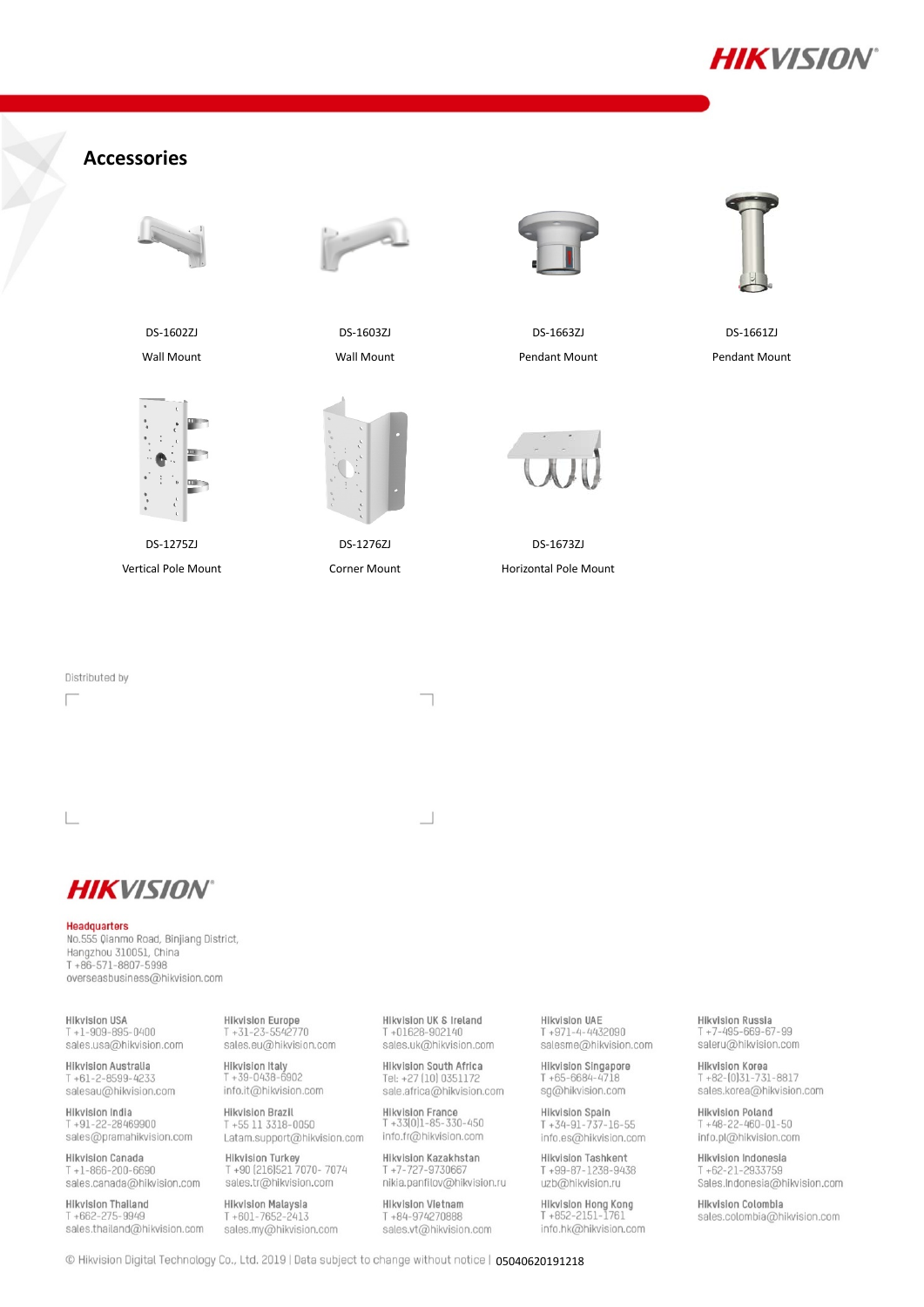## Accessories

| | | | |
|---|---|---|---|
| DS-1602ZJ<br>Wall Mount | DS-1603ZJ<br>Wall Mount | DS-1663ZJ<br>Pendant Mount | DS-1661ZJ<br>Pendant Mount |
| DS-1275ZJ<br>Vertical Pole Mount | DS-1276ZJ<br>Corner Mount | DS-1673ZJ<br>Horizontal Pole Mount | |

Distributed by

HIKVISION

**Headquarters**
No.555 Qianmo Road, Binjiang District,
Hangzhou 310051, China
T +86-571-8807-5998
overseasbusiness@hikvision.com

**Hikvision USA**
T +1-909-895-0400
sales.usa@hikvision.com

**Hikvision Australia**
T +61-2-8599-4233
salesau@hikvision.com

**Hikvision India**
T +91-22-28469900
sales@pramahikvision.com

**Hikvision Canada**
T +1-866-200-6690
sales.canada@hikvision.com

**Hikvision Thailand**
T +662-275-9949
sales.thailand@hikvision.com

**Hikvision Europe**
T +31-23-5542770
sales.eu@hikvision.com

**Hikvision Italy**
T +39-0438-6902
info.it@hikvision.com

**Hikvision Brazil**
T +55 11 3318-0050
Latam.support@hikvision.com

**Hikvision Turkey**
T +90 (216)521 7070- 7074
sales.tr@hikvision.com

**Hikvision Malaysia**
T +601-7652-2413
sales.my@hikvision.com

**Hikvision UK & Ireland**
T +01628-902140
sales.uk@hikvision.com

**Hikvision South Africa**
Tel: +27 (10) 0351172
sale.africa@hikvision.com

**Hikvision France**
T +33(0)1-85-330-450
info.fr@hikvision.com

**Hikvision Kazakhstan**
T +7-727-9730667
nikia.panfilov@hikvision.ru

**Hikvision Vietnam**
T +84-974270888
sales.vt@hikvision.com

**Hikvision UAE**
T +971-4-4432090
salesme@hikvision.com

**Hikvision Singapore**
T +65-6684-4718
sg@hikvision.com

**Hikvision Spain**
T +34-91-737-16-55
info.es@hikvision.com

**Hikvision Tashkent**
T +99-87-1238-9438
uzb@hikvision.ru

**Hikvision Hong Kong**
T +852-2151-1761
info.hk@hikvision.com

**Hikvision Russia**
T +7-495-669-67-99
saleru@hikvision.com

**Hikvision Korea**
T +82-(0)31-731-8817
sales.korea@hikvision.com

**Hikvision Poland**
T +48-22-460-01-50
info.pl@hikvision.com

**Hikvision Indonesia**
T +62-21-2933759
Sales.Indonesia@hikvision.com

**Hikvision Colombia**
sales.colombia@hikvision.com

© Hikvision Digital Technology Co., Ltd. 2019 | Data subject to change without notice | 05040620191218